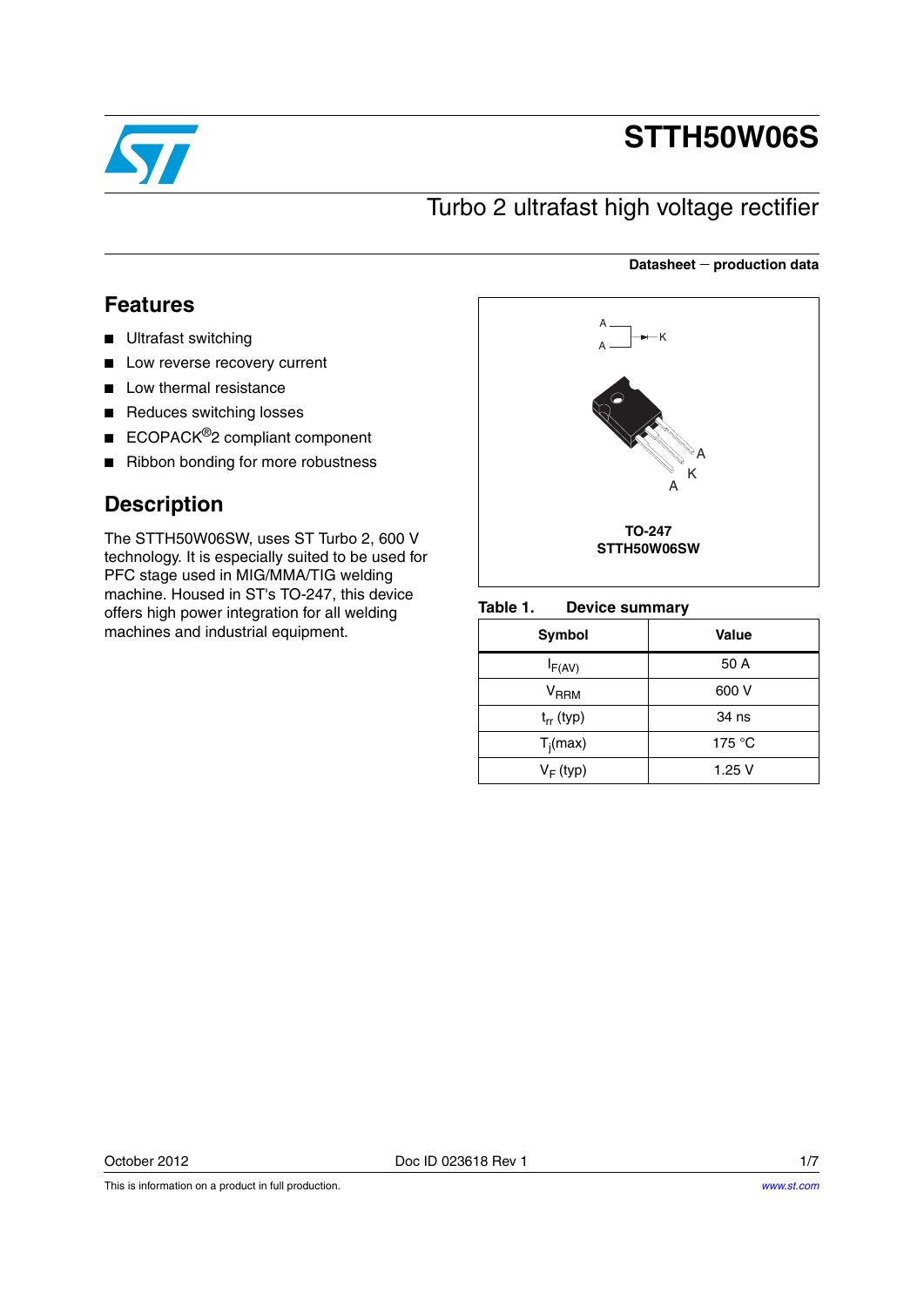# STTH50W06S

## Turbo 2 ultrafast high voltage rectifier

**Datasheet — production data**

## Features

- Ultrafast switching
- Low reverse recovery current
- Low thermal resistance
- Reduces switching losses
- ECOPACK®2 compliant component
- Ribbon bonding for more robustness

## Description

The STTH50W06SW, uses ST Turbo 2, 600 V technology. It is especially suited to be used for PFC stage used in MIG/MMA/TIG welding machine. Housed in ST's TO-247, this device offers high power integration for all welding machines and industrial equipment.

A, A, K, A

**TO-247**
**STTH50W06SW**

**Table 1. Device summary**

| Symbol | Value |
| --- | --- |
| $I_{F(AV)}$ | 50 A |
| $V_{RRM}$ | 600 V |
| $t_{rr}$ (typ) | 34 ns |
| $T_j$(max) | 175 °C |
| $V_F$ (typ) | 1.25 V |

October 2012 Doc ID 023618 Rev 1

This is information on a product in full production.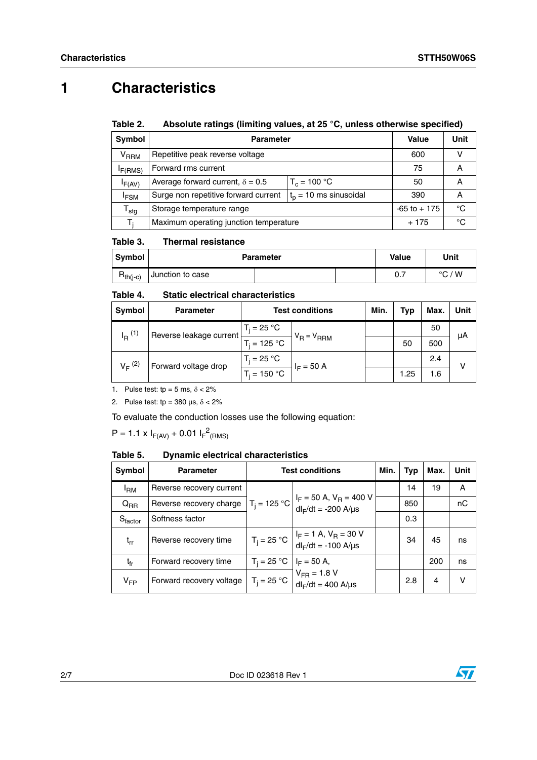# 1 Characteristics

**Table 2. Absolute ratings (limiting values, at 25 °C, unless otherwise specified)**

| Symbol | Parameter | | Value | Unit |
|---|---|---|---|---|
| $V_{RRM}$ | Repetitive peak reverse voltage | | 600 | V |
| $I_{F(RMS)}$ | Forward rms current | | 75 | A |
| $I_{F(AV)}$ | Average forward current, $\delta = 0.5$ | $T_c = 100$ °C | 50 | A |
| $I_{FSM}$ | Surge non repetitive forward current | $t_p = 10$ ms sinusoidal | 390 | A |
| $T_{stg}$ | Storage temperature range | | -65 to + 175 | °C |
| $T_j$ | Maximum operating junction temperature | | + 175 | °C |

**Table 3. Thermal resistance**

| Symbol | Parameter | Value | Unit |
|---|---|---|---|
| $R_{th(j-c)}$ | Junction to case | 0.7 | °C / W |

**Table 4. Static electrical characteristics**

| Symbol | Parameter | Test conditions | | Min. | Typ | Max. | Unit |
|---|---|---|---|---|---|---|---|
| $I_R$ [1] | Reverse leakage current | $T_j = 25$ °C | $V_R = V_{RRM}$ | | | 50 | µA |
| | | $T_j = 125$ °C | | | 50 | 500 | |
| $V_F$ [2] | Forward voltage drop | $T_j = 25$ °C | $I_F = 50$ A | | | 2.4 | V |
| | | $T_j = 150$ °C | | | 1.25 | 1.6 | |

1. Pulse test: tp = 5 ms, $\delta < 2\%$
2. Pulse test: tp = 380 µs, $\delta < 2\%$

To evaluate the conduction losses use the following equation:

$P = 1.1 \times I_{F(AV)} + 0.01\ I_F^{2}{}_{(RMS)}$

**Table 5. Dynamic electrical characteristics**

| Symbol | Parameter | Test conditions | | Min. | Typ | Max. | Unit |
|---|---|---|---|---|---|---|---|
| $I_{RM}$ | Reverse recovery current | $T_j = 125$ °C | $I_F = 50$ A, $V_R = 400$ V, $dI_F/dt = -200$ A/µs | | 14 | 19 | A |
| $Q_{RR}$ | Reverse recovery charge | | | | 850 | | nC |
| $S_{factor}$ | Softness factor | | | | 0.3 | | |
| $t_{rr}$ | Reverse recovery time | $T_j = 25$ °C | $I_F = 1$ A, $V_R = 30$ V, $dI_F/dt = -100$ A/µs | | 34 | 45 | ns |
| $t_{fr}$ | Forward recovery time | $T_j = 25$ °C | $I_F = 50$ A, $V_{FR} = 1.8$ V, $dI_F/dt = 400$ A/µs | | | 200 | ns |
| $V_{FP}$ | Forward recovery voltage | $T_j = 25$ °C | | | 2.8 | 4 | V |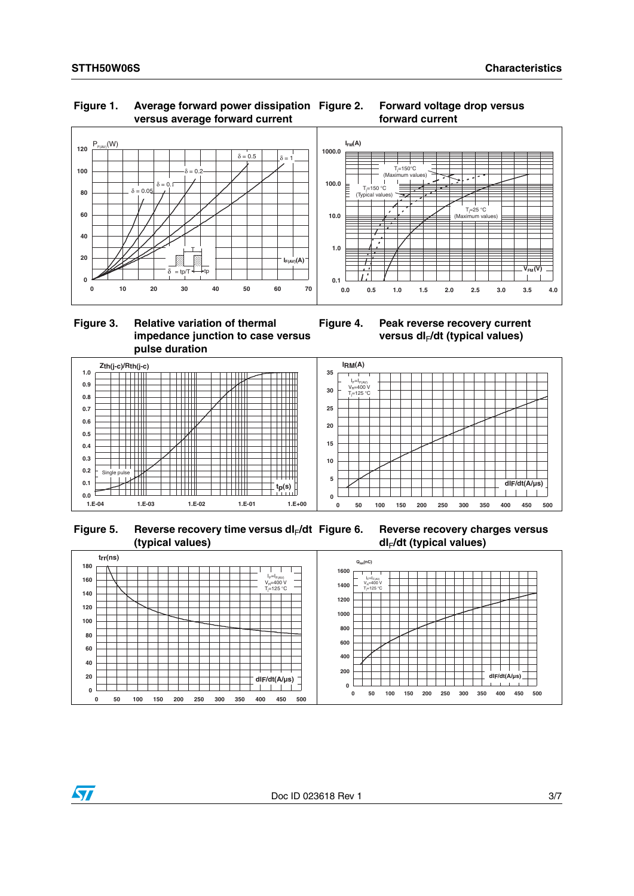**Figure 1. Average forward power dissipation versus average forward current**

**Figure 2. Forward voltage drop versus forward current**

**Figure 3. Relative variation of thermal impedance junction to case versus pulse duration**

**Figure 4. Peak reverse recovery current versus $dI_F/dt$ (typical values)**

**Figure 5. Reverse recovery time versus $dI_F/dt$ (typical values)**

**Figure 6. Reverse recovery charges versus $dI_F/dt$ (typical values)**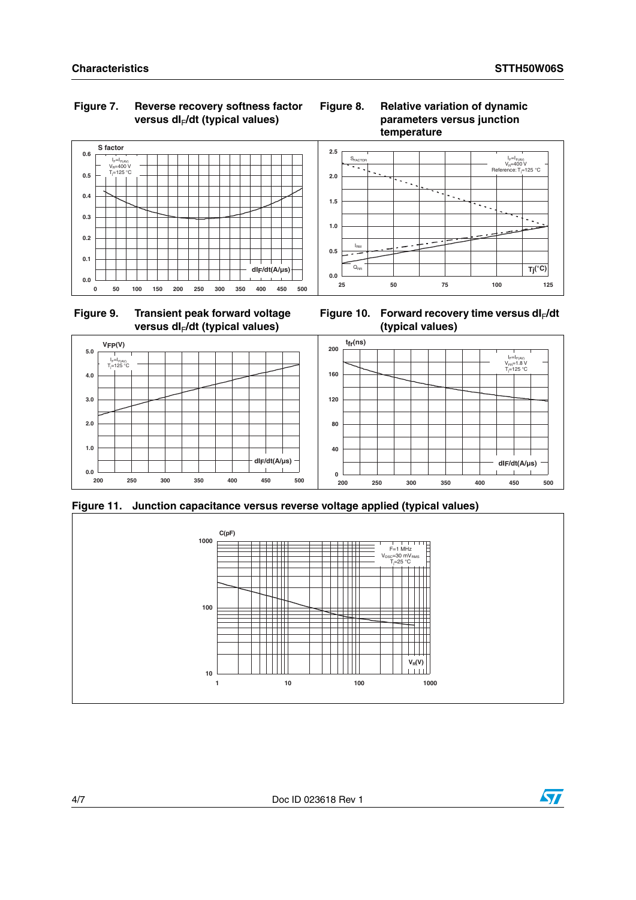**Figure 7. Reverse recovery softness factor versus $dI_F/dt$ (typical values)**

**Figure 8. Relative variation of dynamic parameters versus junction temperature**

**Figure 9. Transient peak forward voltage versus $dI_F/dt$ (typical values)**

**Figure 10. Forward recovery time versus $dI_F/dt$ (typical values)**

**Figure 11. Junction capacitance versus reverse voltage applied (typical values)**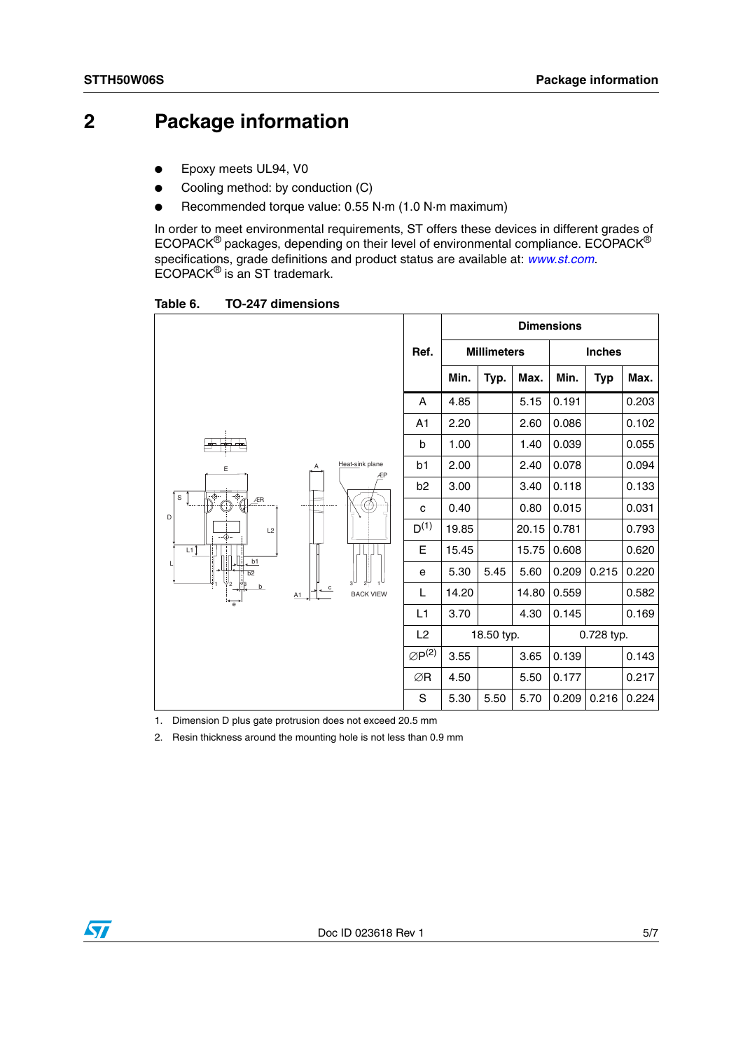# 2 Package information

- Epoxy meets UL94, V0
- Cooling method: by conduction (C)
- Recommended torque value: 0.55 N·m (1.0 N·m maximum)

In order to meet environmental requirements, ST offers these devices in different grades of ECOPACK® packages, depending on their level of environmental compliance. ECOPACK® specifications, grade definitions and product status are available at: *www.st.com*. ECOPACK® is an ST trademark.

**Table 6. TO-247 dimensions**

| Ref. | Millimeters | | | Inches | | |
|---|---|---|---|---|---|---|
| | Min. | Typ. | Max. | Min. | Typ | Max. |
| A | 4.85 | | 5.15 | 0.191 | | 0.203 |
| A1 | 2.20 | | 2.60 | 0.086 | | 0.102 |
| b | 1.00 | | 1.40 | 0.039 | | 0.055 |
| b1 | 2.00 | | 2.40 | 0.078 | | 0.094 |
| b2 | 3.00 | | 3.40 | 0.118 | | 0.133 |
| c | 0.40 | | 0.80 | 0.015 | | 0.031 |
| D[1] | 19.85 | | 20.15 | 0.781 | | 0.793 |
| E | 15.45 | | 15.75 | 0.608 | | 0.620 |
| e | 5.30 | 5.45 | 5.60 | 0.209 | 0.215 | 0.220 |
| L | 14.20 | | 14.80 | 0.559 | | 0.582 |
| L1 | 3.70 | | 4.30 | 0.145 | | 0.169 |
| L2 | 18.50 typ. | | | 0.728 typ. | | |
| ∅P[2] | 3.55 | | 3.65 | 0.139 | | 0.143 |
| ∅R | 4.50 | | 5.50 | 0.177 | | 0.217 |
| S | 5.30 | 5.50 | 5.70 | 0.209 | 0.216 | 0.224 |

1. Dimension D plus gate protrusion does not exceed 20.5 mm
2. Resin thickness around the mounting hole is not less than 0.9 mm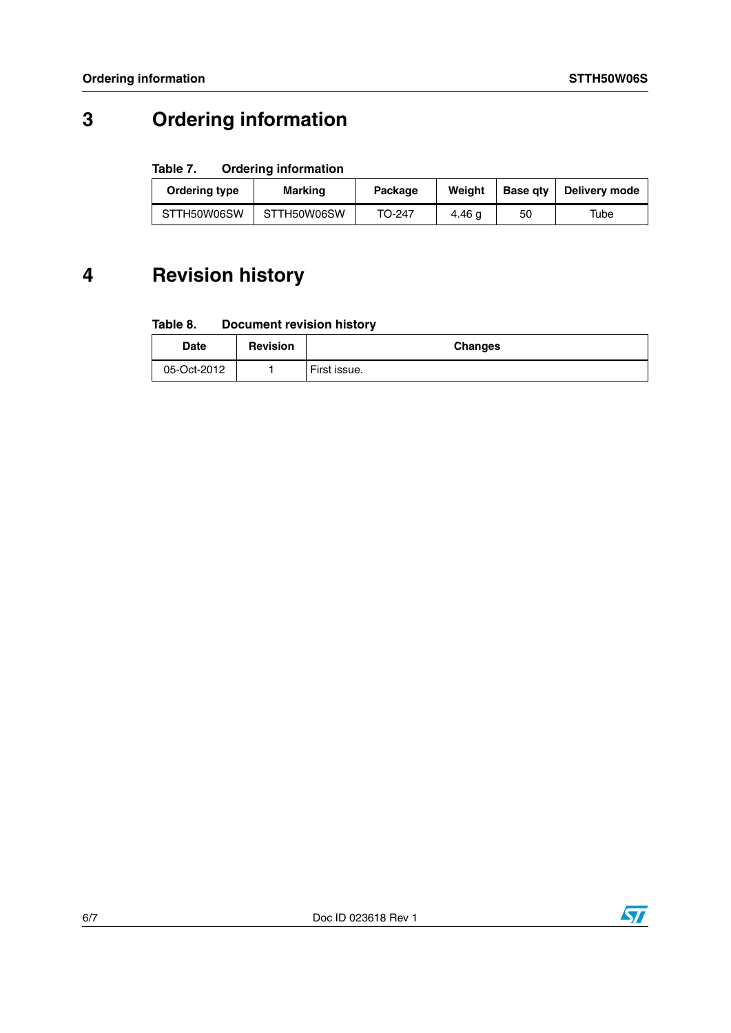# 3 Ordering information

**Table 7. Ordering information**

| Ordering type | Marking | Package | Weight | Base qty | Delivery mode |
|---|---|---|---|---|---|
| STTH50W06SW | STTH50W06SW | TO-247 | 4.46 g | 50 | Tube |

# 4 Revision history

**Table 8. Document revision history**

| Date | Revision | Changes |
|---|---|---|
| 05-Oct-2012 | 1 | First issue. |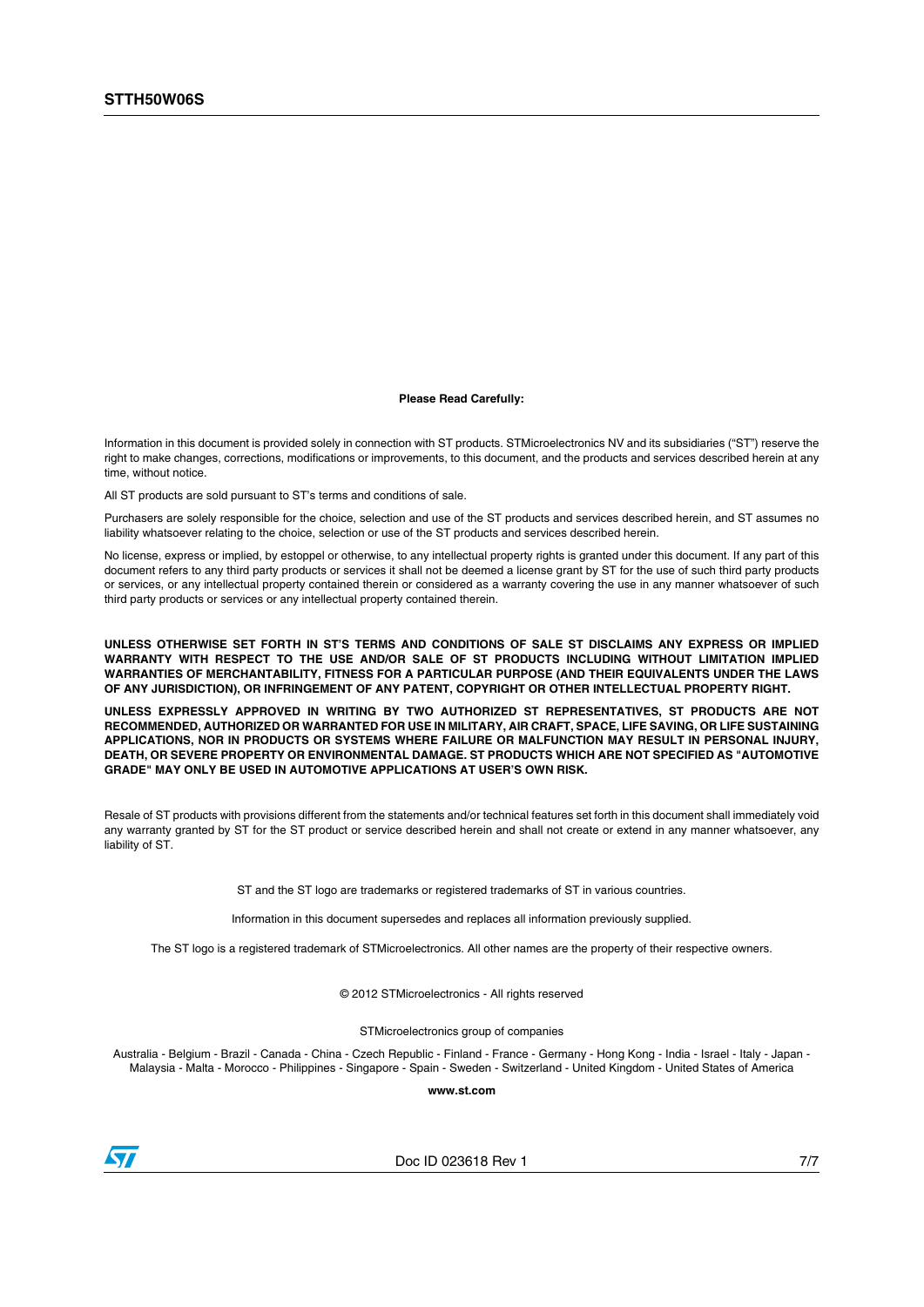**Please Read Carefully:**

Information in this document is provided solely in connection with ST products. STMicroelectronics NV and its subsidiaries ("ST") reserve the right to make changes, corrections, modifications or improvements, to this document, and the products and services described herein at any time, without notice.

All ST products are sold pursuant to ST's terms and conditions of sale.

Purchasers are solely responsible for the choice, selection and use of the ST products and services described herein, and ST assumes no liability whatsoever relating to the choice, selection or use of the ST products and services described herein.

No license, express or implied, by estoppel or otherwise, to any intellectual property rights is granted under this document. If any part of this document refers to any third party products or services it shall not be deemed a license grant by ST for the use of such third party products or services, or any intellectual property contained therein or considered as a warranty covering the use in any manner whatsoever of such third party products or services or any intellectual property contained therein.

**UNLESS OTHERWISE SET FORTH IN ST'S TERMS AND CONDITIONS OF SALE ST DISCLAIMS ANY EXPRESS OR IMPLIED WARRANTY WITH RESPECT TO THE USE AND/OR SALE OF ST PRODUCTS INCLUDING WITHOUT LIMITATION IMPLIED WARRANTIES OF MERCHANTABILITY, FITNESS FOR A PARTICULAR PURPOSE (AND THEIR EQUIVALENTS UNDER THE LAWS OF ANY JURISDICTION), OR INFRINGEMENT OF ANY PATENT, COPYRIGHT OR OTHER INTELLECTUAL PROPERTY RIGHT.**

**UNLESS EXPRESSLY APPROVED IN WRITING BY TWO AUTHORIZED ST REPRESENTATIVES, ST PRODUCTS ARE NOT RECOMMENDED, AUTHORIZED OR WARRANTED FOR USE IN MILITARY, AIR CRAFT, SPACE, LIFE SAVING, OR LIFE SUSTAINING APPLICATIONS, NOR IN PRODUCTS OR SYSTEMS WHERE FAILURE OR MALFUNCTION MAY RESULT IN PERSONAL INJURY, DEATH, OR SEVERE PROPERTY OR ENVIRONMENTAL DAMAGE. ST PRODUCTS WHICH ARE NOT SPECIFIED AS "AUTOMOTIVE GRADE" MAY ONLY BE USED IN AUTOMOTIVE APPLICATIONS AT USER'S OWN RISK.**

Resale of ST products with provisions different from the statements and/or technical features set forth in this document shall immediately void any warranty granted by ST for the ST product or service described herein and shall not create or extend in any manner whatsoever, any liability of ST.

ST and the ST logo are trademarks or registered trademarks of ST in various countries.

Information in this document supersedes and replaces all information previously supplied.

The ST logo is a registered trademark of STMicroelectronics. All other names are the property of their respective owners.

© 2012 STMicroelectronics - All rights reserved

STMicroelectronics group of companies

Australia - Belgium - Brazil - Canada - China - Czech Republic - Finland - France - Germany - Hong Kong - India - Israel - Italy - Japan - Malaysia - Malta - Morocco - Philippines - Singapore - Spain - Sweden - Switzerland - United Kingdom - United States of America

**www.st.com**